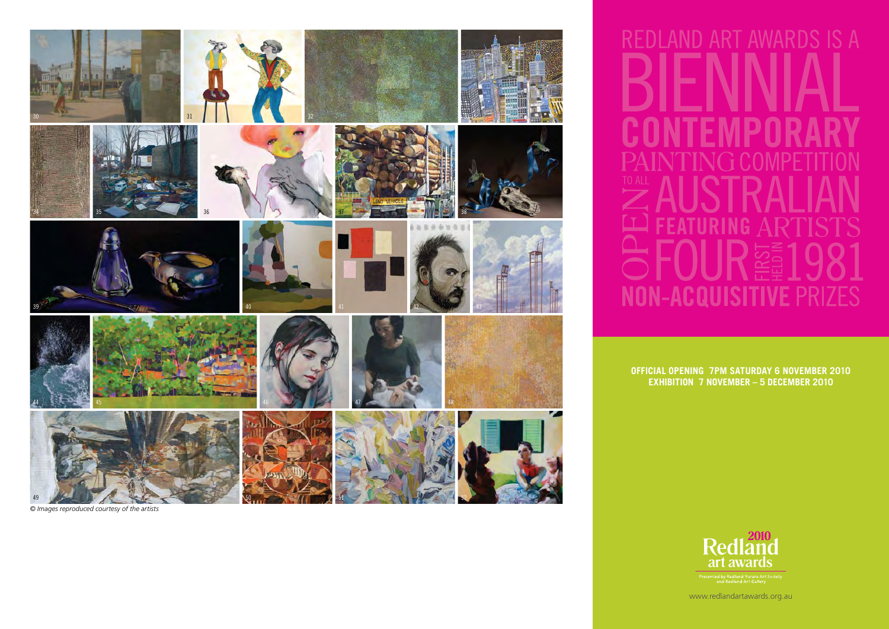*© Images reproduced courtesy of the artists*

# REDLAND ART AWARDS IS A BIENNIAL CONTEMPORARY PAINTING COMPETITION OPEN TO ALL AUSTRALIAN ARTISTS FEATURING FOUR NON-ACQUISITIVE PRIZES FIRST HELD IN 1981

**OFFICIAL OPENING 7PM SATURDAY 6 NOVEMBER 2010**
**EXHIBITION 7 NOVEMBER – 5 DECEMBER 2010**

2010 Redland art awards

Presented by Redland Yurara Art Society and Redland Art Gallery

www.redlandartawards.org.au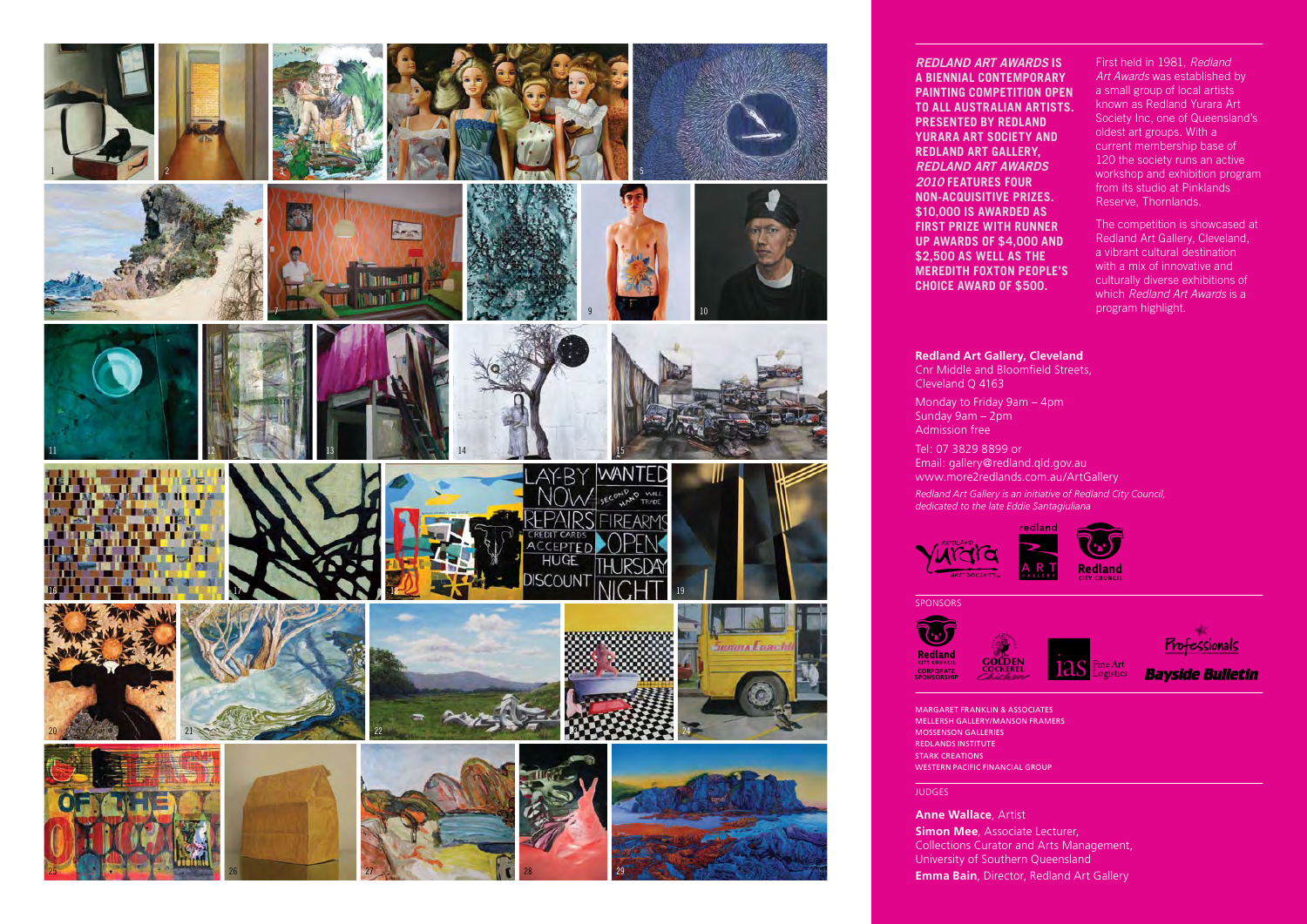***REDLAND ART AWARDS* IS A BIENNIAL CONTEMPORARY PAINTING COMPETITION OPEN TO ALL AUSTRALIAN ARTISTS. PRESENTED BY REDLAND YURARA ART SOCIETY AND REDLAND ART GALLERY, *REDLAND ART AWARDS 2010* FEATURES FOUR NON-ACQUISITIVE PRIZES. $10,000 IS AWARDED AS FIRST PRIZE WITH RUNNER UP AWARDS OF $4,000 AND $2,500 AS WELL AS THE MEREDITH FOXTON PEOPLE'S CHOICE AWARD OF $500.**

First held in 1981, *Redland Art Awards* was established by a small group of local artists known as Redland Yurara Art Society Inc, one of Queensland's oldest art groups. With a current membership base of 120 the society runs an active workshop and exhibition program from its studio at Pinklands Reserve, Thornlands.

The competition is showcased at Redland Art Gallery, Cleveland, a vibrant cultural destination with a mix of innovative and culturally diverse exhibitions of which *Redland Art Awards* is a program highlight.

**Redland Art Gallery, Cleveland**
Cnr Middle and Bloomfield Streets,
Cleveland Q 4163

Monday to Friday 9am – 4pm
Sunday 9am – 2pm
Admission free

Tel: 07 3829 8899 or
Email: gallery@redland.qld.gov.au
www.more2redlands.com.au/ArtGallery

*Redland Art Gallery is an initiative of Redland City Council, dedicated to the late Eddie Santagiuliana*

SPONSORS

MARGARET FRANKLIN & ASSOCIATES
MELLERSH GALLERY/MANSON FRAMERS
MOSSENSON GALLERIES
REDLANDS INSTITUTE
STARK CREATIONS
WESTERN PACIFIC FINANCIAL GROUP

JUDGES

**Anne Wallace**, Artist
**Simon Mee**, Associate Lecturer, Collections Curator and Arts Management, University of Southern Queensland
**Emma Bain**, Director, Redland Art Gallery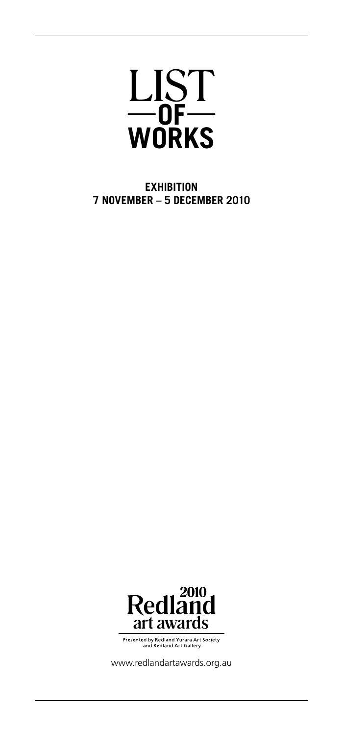# LIST OF WORKS

**EXHIBITION**
**7 NOVEMBER – 5 DECEMBER 2010**

2010 Redland art awards

Presented by Redland Yurara Art Society and Redland Art Gallery

www.redlandartawards.org.au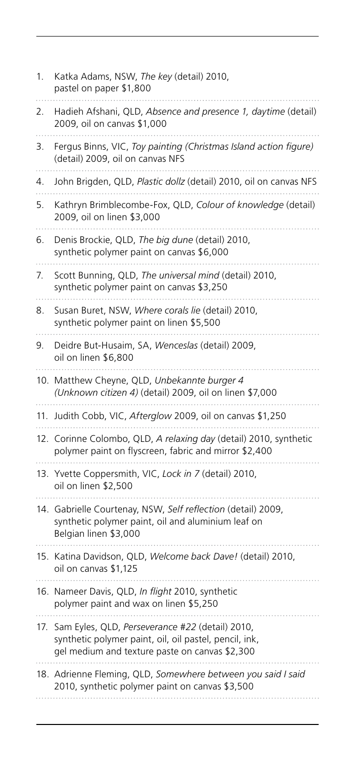1. Katka Adams, NSW, *The key* (detail) 2010, pastel on paper $1,800
2. Hadieh Afshani, QLD, *Absence and presence 1, daytime* (detail) 2009, oil on canvas $1,000
3. Fergus Binns, VIC, *Toy painting (Christmas Island action figure)* (detail) 2009, oil on canvas NFS
4. John Brigden, QLD, *Plastic dollz* (detail) 2010, oil on canvas NFS
5. Kathryn Brimblecombe-Fox, QLD, *Colour of knowledge* (detail) 2009, oil on linen $3,000
6. Denis Brockie, QLD, *The big dune* (detail) 2010, synthetic polymer paint on canvas $6,000
7. Scott Bunning, QLD, *The universal mind* (detail) 2010, synthetic polymer paint on canvas $3,250
8. Susan Buret, NSW, *Where corals lie* (detail) 2010, synthetic polymer paint on linen $5,500
9. Deidre But-Husaim, SA, *Wenceslas* (detail) 2009, oil on linen $6,800
10. Matthew Cheyne, QLD, *Unbekannte burger 4 (Unknown citizen 4)* (detail) 2009, oil on linen $7,000
11. Judith Cobb, VIC, *Afterglow* 2009, oil on canvas $1,250
12. Corinne Colombo, QLD, *A relaxing day* (detail) 2010, synthetic polymer paint on flyscreen, fabric and mirror $2,400
13. Yvette Coppersmith, VIC, *Lock in 7* (detail) 2010, oil on linen $2,500
14. Gabrielle Courtenay, NSW, *Self reflection* (detail) 2009, synthetic polymer paint, oil and aluminium leaf on Belgian linen $3,000
15. Katina Davidson, QLD, *Welcome back Dave!* (detail) 2010, oil on canvas $1,125
16. Nameer Davis, QLD, *In flight* 2010, synthetic polymer paint and wax on linen $5,250
17. Sam Eyles, QLD, *Perseverance #22* (detail) 2010, synthetic polymer paint, oil, oil pastel, pencil, ink, gel medium and texture paste on canvas $2,300
18. Adrienne Fleming, QLD, *Somewhere between you said I said* 2010, synthetic polymer paint on canvas $3,500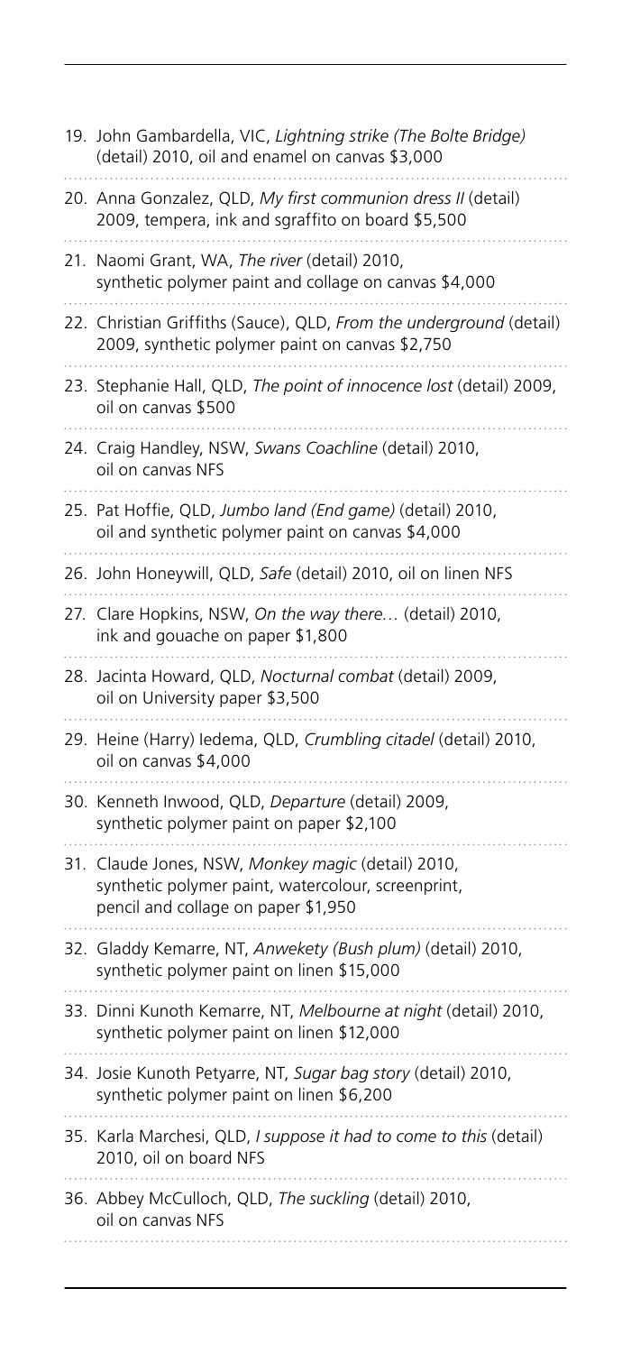19. John Gambardella, VIC, *Lightning strike (The Bolte Bridge)* (detail) 2010, oil and enamel on canvas $3,000

20. Anna Gonzalez, QLD, *My first communion dress II* (detail) 2009, tempera, ink and sgraffito on board $5,500

21. Naomi Grant, WA, *The river* (detail) 2010, synthetic polymer paint and collage on canvas $4,000

22. Christian Griffiths (Sauce), QLD, *From the underground* (detail) 2009, synthetic polymer paint on canvas $2,750

23. Stephanie Hall, QLD, *The point of innocence lost* (detail) 2009, oil on canvas $500

24. Craig Handley, NSW, *Swans Coachline* (detail) 2010, oil on canvas NFS

25. Pat Hoffie, QLD, *Jumbo land (End game)* (detail) 2010, oil and synthetic polymer paint on canvas $4,000

26. John Honeywill, QLD, *Safe* (detail) 2010, oil on linen NFS

27. Clare Hopkins, NSW, *On the way there…* (detail) 2010, ink and gouache on paper $1,800

28. Jacinta Howard, QLD, *Nocturnal combat* (detail) 2009, oil on University paper $3,500

29. Heine (Harry) Iedema, QLD, *Crumbling citadel* (detail) 2010, oil on canvas $4,000

30. Kenneth Inwood, QLD, *Departure* (detail) 2009, synthetic polymer paint on paper $2,100

31. Claude Jones, NSW, *Monkey magic* (detail) 2010, synthetic polymer paint, watercolour, screenprint, pencil and collage on paper $1,950

32. Gladdy Kemarre, NT, *Anwekety (Bush plum)* (detail) 2010, synthetic polymer paint on linen $15,000

33. Dinni Kunoth Kemarre, NT, *Melbourne at night* (detail) 2010, synthetic polymer paint on linen $12,000

34. Josie Kunoth Petyarre, NT, *Sugar bag story* (detail) 2010, synthetic polymer paint on linen $6,200

35. Karla Marchesi, QLD, *I suppose it had to come to this* (detail) 2010, oil on board NFS

36. Abbey McCulloch, QLD, *The suckling* (detail) 2010, oil on canvas NFS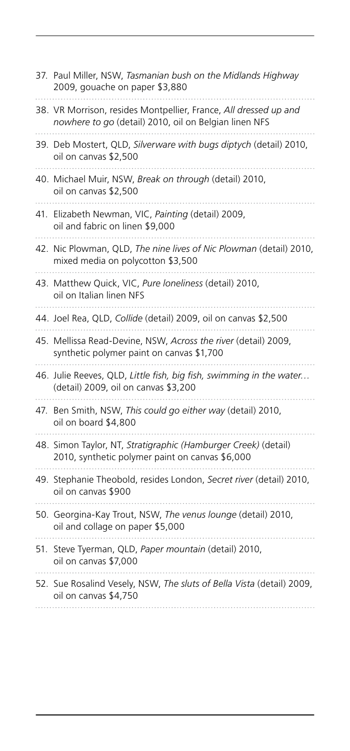37. Paul Miller, NSW, *Tasmanian bush on the Midlands Highway* 2009, gouache on paper $3,880

38. VR Morrison, resides Montpellier, France, *All dressed up and nowhere to go* (detail) 2010, oil on Belgian linen NFS

39. Deb Mostert, QLD, *Silverware with bugs diptych* (detail) 2010, oil on canvas $2,500

40. Michael Muir, NSW, *Break on through* (detail) 2010, oil on canvas $2,500

41. Elizabeth Newman, VIC, *Painting* (detail) 2009, oil and fabric on linen $9,000

42. Nic Plowman, QLD, *The nine lives of Nic Plowman* (detail) 2010, mixed media on polycotton $3,500

43. Matthew Quick, VIC, *Pure loneliness* (detail) 2010, oil on Italian linen NFS

44. Joel Rea, QLD, *Collide* (detail) 2009, oil on canvas $2,500

45. Mellissa Read-Devine, NSW, *Across the river* (detail) 2009, synthetic polymer paint on canvas $1,700

46. Julie Reeves, QLD, *Little fish, big fish, swimming in the water…* (detail) 2009, oil on canvas $3,200

47. Ben Smith, NSW, *This could go either way* (detail) 2010, oil on board $4,800

48. Simon Taylor, NT, *Stratigraphic (Hamburger Creek)* (detail) 2010, synthetic polymer paint on canvas $6,000

49. Stephanie Theobold, resides London, *Secret river* (detail) 2010, oil on canvas $900

50. Georgina-Kay Trout, NSW, *The venus lounge* (detail) 2010, oil and collage on paper $5,000

51. Steve Tyerman, QLD, *Paper mountain* (detail) 2010, oil on canvas $7,000

52. Sue Rosalind Vesely, NSW, *The sluts of Bella Vista* (detail) 2009, oil on canvas $4,750